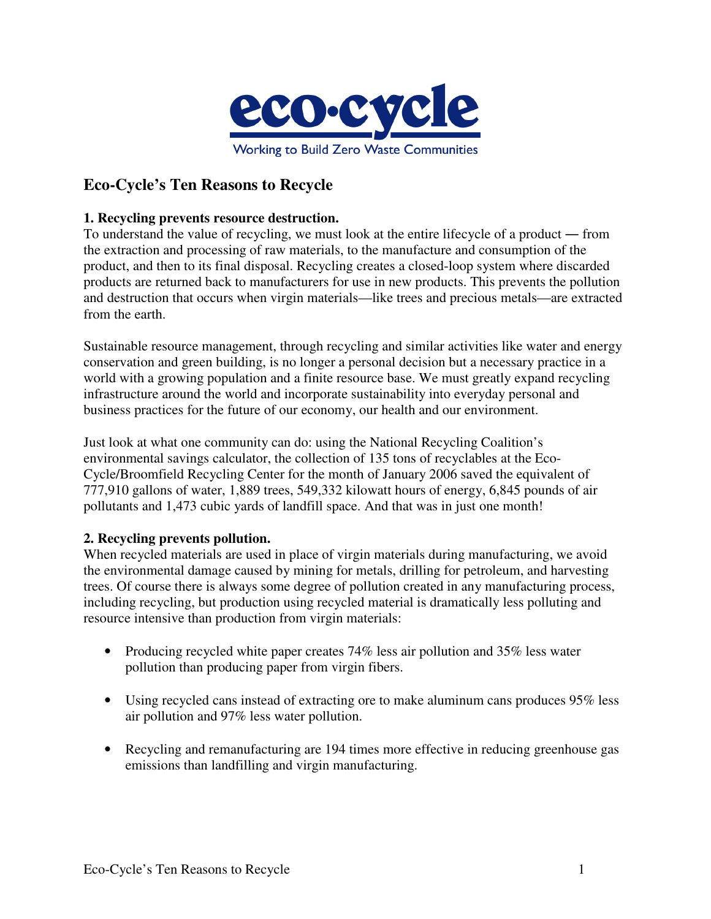**eco·cycle**

Working to Build Zero Waste Communities

## Eco-Cycle's Ten Reasons to Recycle

### 1. Recycling prevents resource destruction.

To understand the value of recycling, we must look at the entire lifecycle of a product — from the extraction and processing of raw materials, to the manufacture and consumption of the product, and then to its final disposal. Recycling creates a closed-loop system where discarded products are returned back to manufacturers for use in new products. This prevents the pollution and destruction that occurs when virgin materials—like trees and precious metals—are extracted from the earth.

Sustainable resource management, through recycling and similar activities like water and energy conservation and green building, is no longer a personal decision but a necessary practice in a world with a growing population and a finite resource base. We must greatly expand recycling infrastructure around the world and incorporate sustainability into everyday personal and business practices for the future of our economy, our health and our environment.

Just look at what one community can do: using the National Recycling Coalition's environmental savings calculator, the collection of 135 tons of recyclables at the Eco-Cycle/Broomfield Recycling Center for the month of January 2006 saved the equivalent of 777,910 gallons of water, 1,889 trees, 549,332 kilowatt hours of energy, 6,845 pounds of air pollutants and 1,473 cubic yards of landfill space. And that was in just one month!

### 2. Recycling prevents pollution.

When recycled materials are used in place of virgin materials during manufacturing, we avoid the environmental damage caused by mining for metals, drilling for petroleum, and harvesting trees. Of course there is always some degree of pollution created in any manufacturing process, including recycling, but production using recycled material is dramatically less polluting and resource intensive than production from virgin materials:

- Producing recycled white paper creates 74% less air pollution and 35% less water pollution than producing paper from virgin fibers.
- Using recycled cans instead of extracting ore to make aluminum cans produces 95% less air pollution and 97% less water pollution.
- Recycling and remanufacturing are 194 times more effective in reducing greenhouse gas emissions than landfilling and virgin manufacturing.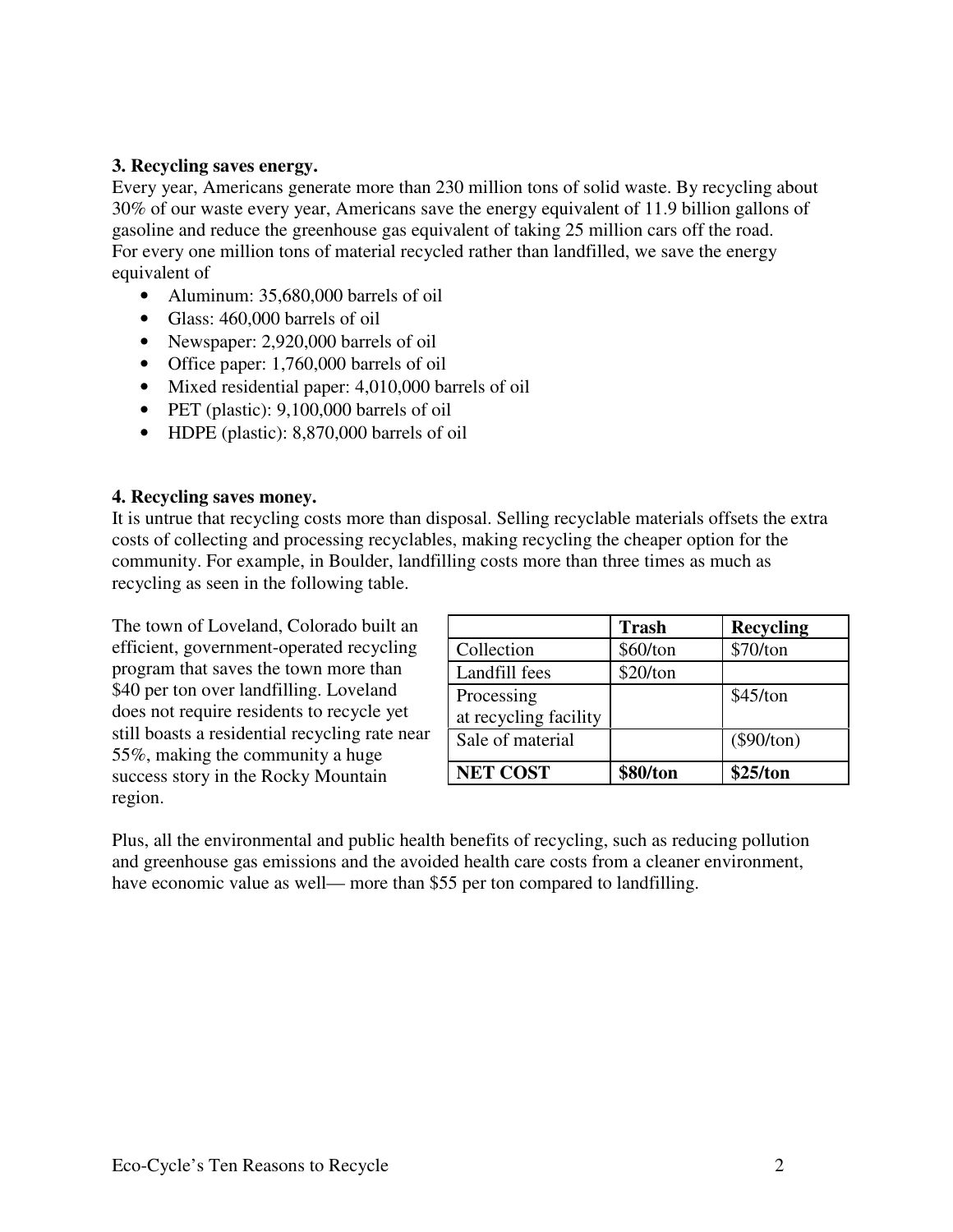**3. Recycling saves energy.**

Every year, Americans generate more than 230 million tons of solid waste. By recycling about 30% of our waste every year, Americans save the energy equivalent of 11.9 billion gallons of gasoline and reduce the greenhouse gas equivalent of taking 25 million cars off the road. For every one million tons of material recycled rather than landfilled, we save the energy equivalent of

- Aluminum: 35,680,000 barrels of oil
- Glass: 460,000 barrels of oil
- Newspaper: 2,920,000 barrels of oil
- Office paper: 1,760,000 barrels of oil
- Mixed residential paper: 4,010,000 barrels of oil
- PET (plastic): 9,100,000 barrels of oil
- HDPE (plastic): 8,870,000 barrels of oil

**4. Recycling saves money.**

It is untrue that recycling costs more than disposal. Selling recyclable materials offsets the extra costs of collecting and processing recyclables, making recycling the cheaper option for the community. For example, in Boulder, landfilling costs more than three times as much as recycling as seen in the following table.

The town of Loveland, Colorado built an efficient, government-operated recycling program that saves the town more than $40 per ton over landfilling. Loveland does not require residents to recycle yet still boasts a residential recycling rate near 55%, making the community a huge success story in the Rocky Mountain region.

| | **Trash** | **Recycling** |
|---|---|---|
| Collection | $60/ton | $70/ton |
| Landfill fees | $20/ton | |
| Processing at recycling facility | | $45/ton |
| Sale of material | | ($90/ton) |
| **NET COST** | **$80/ton** | **$25/ton** |

Plus, all the environmental and public health benefits of recycling, such as reducing pollution and greenhouse gas emissions and the avoided health care costs from a cleaner environment, have economic value as well— more than $55 per ton compared to landfilling.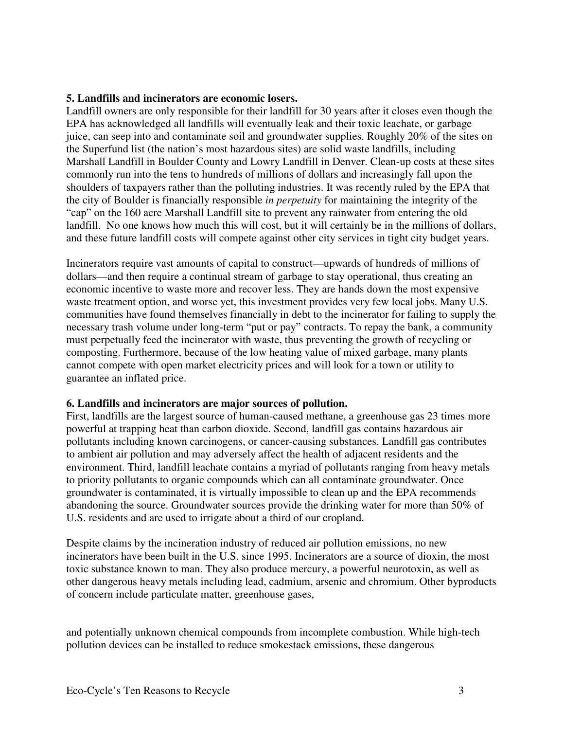**5. Landfills and incinerators are economic losers.**

Landfill owners are only responsible for their landfill for 30 years after it closes even though the EPA has acknowledged all landfills will eventually leak and their toxic leachate, or garbage juice, can seep into and contaminate soil and groundwater supplies. Roughly 20% of the sites on the Superfund list (the nation's most hazardous sites) are solid waste landfills, including Marshall Landfill in Boulder County and Lowry Landfill in Denver. Clean-up costs at these sites commonly run into the tens to hundreds of millions of dollars and increasingly fall upon the shoulders of taxpayers rather than the polluting industries. It was recently ruled by the EPA that the city of Boulder is financially responsible *in perpetuity* for maintaining the integrity of the "cap" on the 160 acre Marshall Landfill site to prevent any rainwater from entering the old landfill. No one knows how much this will cost, but it will certainly be in the millions of dollars, and these future landfill costs will compete against other city services in tight city budget years.

Incinerators require vast amounts of capital to construct—upwards of hundreds of millions of dollars—and then require a continual stream of garbage to stay operational, thus creating an economic incentive to waste more and recover less. They are hands down the most expensive waste treatment option, and worse yet, this investment provides very few local jobs. Many U.S. communities have found themselves financially in debt to the incinerator for failing to supply the necessary trash volume under long-term "put or pay" contracts. To repay the bank, a community must perpetually feed the incinerator with waste, thus preventing the growth of recycling or composting. Furthermore, because of the low heating value of mixed garbage, many plants cannot compete with open market electricity prices and will look for a town or utility to guarantee an inflated price.

**6. Landfills and incinerators are major sources of pollution.**

First, landfills are the largest source of human-caused methane, a greenhouse gas 23 times more powerful at trapping heat than carbon dioxide. Second, landfill gas contains hazardous air pollutants including known carcinogens, or cancer-causing substances. Landfill gas contributes to ambient air pollution and may adversely affect the health of adjacent residents and the environment. Third, landfill leachate contains a myriad of pollutants ranging from heavy metals to priority pollutants to organic compounds which can all contaminate groundwater. Once groundwater is contaminated, it is virtually impossible to clean up and the EPA recommends abandoning the source. Groundwater sources provide the drinking water for more than 50% of U.S. residents and are used to irrigate about a third of our cropland.

Despite claims by the incineration industry of reduced air pollution emissions, no new incinerators have been built in the U.S. since 1995. Incinerators are a source of dioxin, the most toxic substance known to man. They also produce mercury, a powerful neurotoxin, as well as other dangerous heavy metals including lead, cadmium, arsenic and chromium. Other byproducts of concern include particulate matter, greenhouse gases, and potentially unknown chemical compounds from incomplete combustion. While high-tech pollution devices can be installed to reduce smokestack emissions, these dangerous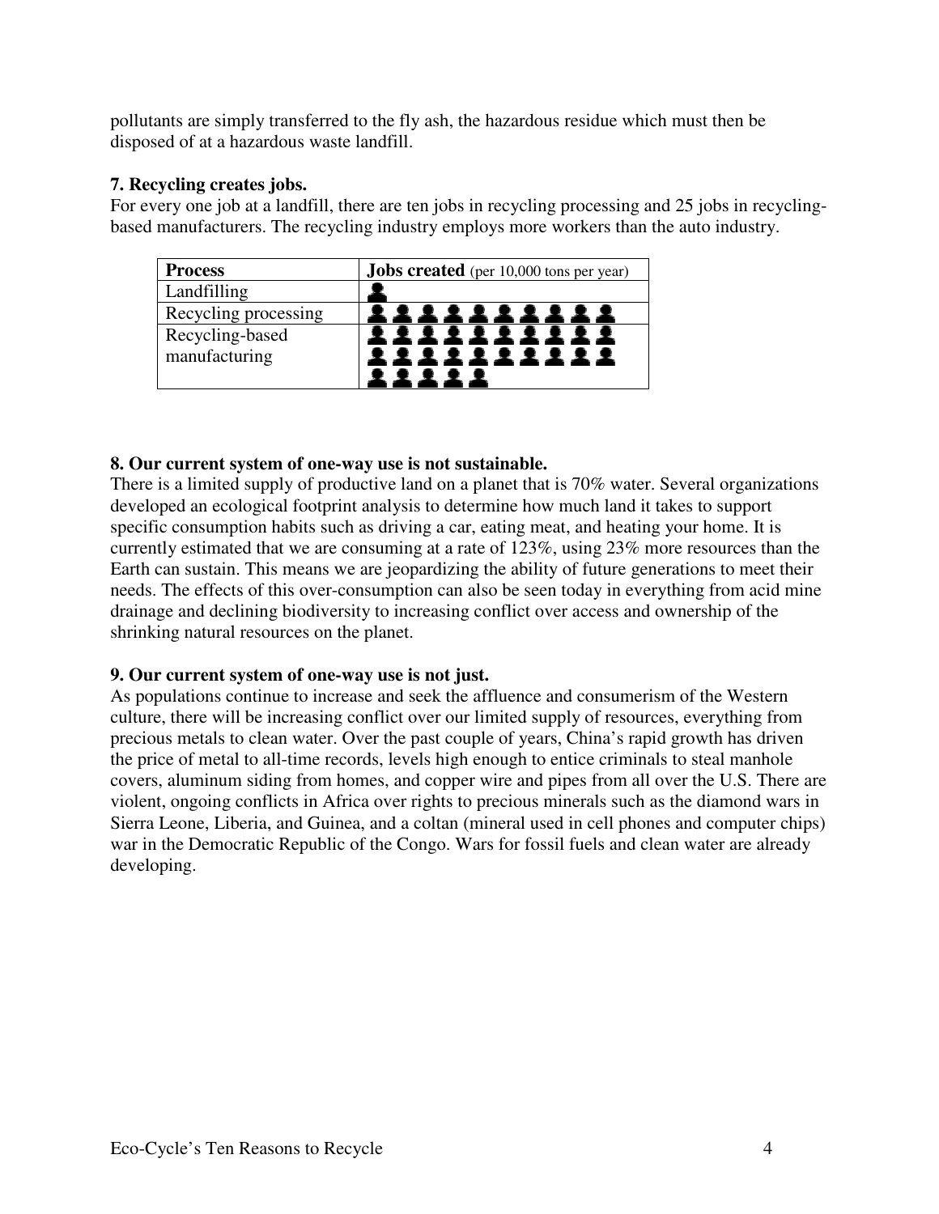pollutants are simply transferred to the fly ash, the hazardous residue which must then be disposed of at a hazardous waste landfill.

**7. Recycling creates jobs.**

For every one job at a landfill, there are ten jobs in recycling processing and 25 jobs in recycling-based manufacturers. The recycling industry employs more workers than the auto industry.

| **Process** | **Jobs created** (per 10,000 tons per year) |
|---|---|
| Landfilling | 👤 |
| Recycling processing | 👤👤👤👤👤👤👤👤👤👤 |
| Recycling-based manufacturing | 👤👤👤👤👤👤👤👤👤👤👤👤👤👤👤👤👤👤👤👤👤👤👤👤👤 |

**8. Our current system of one-way use is not sustainable.**

There is a limited supply of productive land on a planet that is 70% water. Several organizations developed an ecological footprint analysis to determine how much land it takes to support specific consumption habits such as driving a car, eating meat, and heating your home. It is currently estimated that we are consuming at a rate of 123%, using 23% more resources than the Earth can sustain. This means we are jeopardizing the ability of future generations to meet their needs. The effects of this over-consumption can also be seen today in everything from acid mine drainage and declining biodiversity to increasing conflict over access and ownership of the shrinking natural resources on the planet.

**9. Our current system of one-way use is not just.**

As populations continue to increase and seek the affluence and consumerism of the Western culture, there will be increasing conflict over our limited supply of resources, everything from precious metals to clean water. Over the past couple of years, China's rapid growth has driven the price of metal to all-time records, levels high enough to entice criminals to steal manhole covers, aluminum siding from homes, and copper wire and pipes from all over the U.S. There are violent, ongoing conflicts in Africa over rights to precious minerals such as the diamond wars in Sierra Leone, Liberia, and Guinea, and a coltan (mineral used in cell phones and computer chips) war in the Democratic Republic of the Congo. Wars for fossil fuels and clean water are already developing.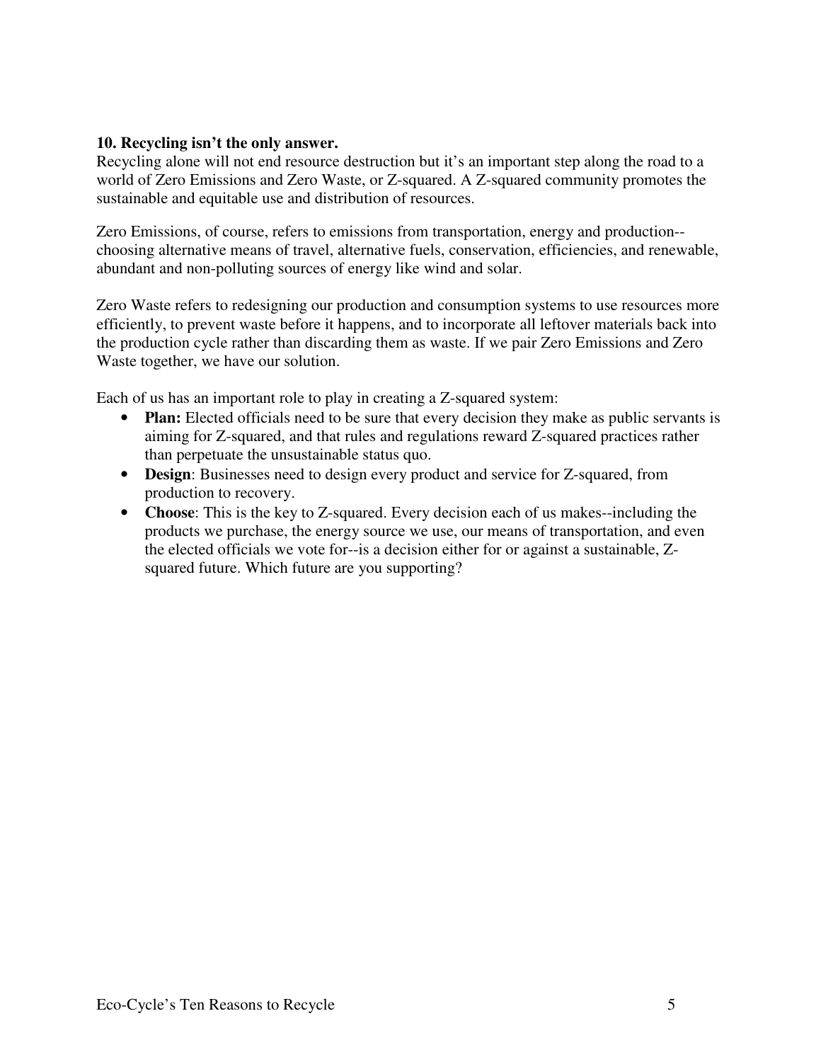**10. Recycling isn't the only answer.**
Recycling alone will not end resource destruction but it's an important step along the road to a world of Zero Emissions and Zero Waste, or Z-squared. A Z-squared community promotes the sustainable and equitable use and distribution of resources.

Zero Emissions, of course, refers to emissions from transportation, energy and production--choosing alternative means of travel, alternative fuels, conservation, efficiencies, and renewable, abundant and non-polluting sources of energy like wind and solar.

Zero Waste refers to redesigning our production and consumption systems to use resources more efficiently, to prevent waste before it happens, and to incorporate all leftover materials back into the production cycle rather than discarding them as waste. If we pair Zero Emissions and Zero Waste together, we have our solution.

Each of us has an important role to play in creating a Z-squared system:

- **Plan:** Elected officials need to be sure that every decision they make as public servants is aiming for Z-squared, and that rules and regulations reward Z-squared practices rather than perpetuate the unsustainable status quo.
- **Design**: Businesses need to design every product and service for Z-squared, from production to recovery.
- **Choose**: This is the key to Z-squared. Every decision each of us makes--including the products we purchase, the energy source we use, our means of transportation, and even the elected officials we vote for--is a decision either for or against a sustainable, Z-squared future. Which future are you supporting?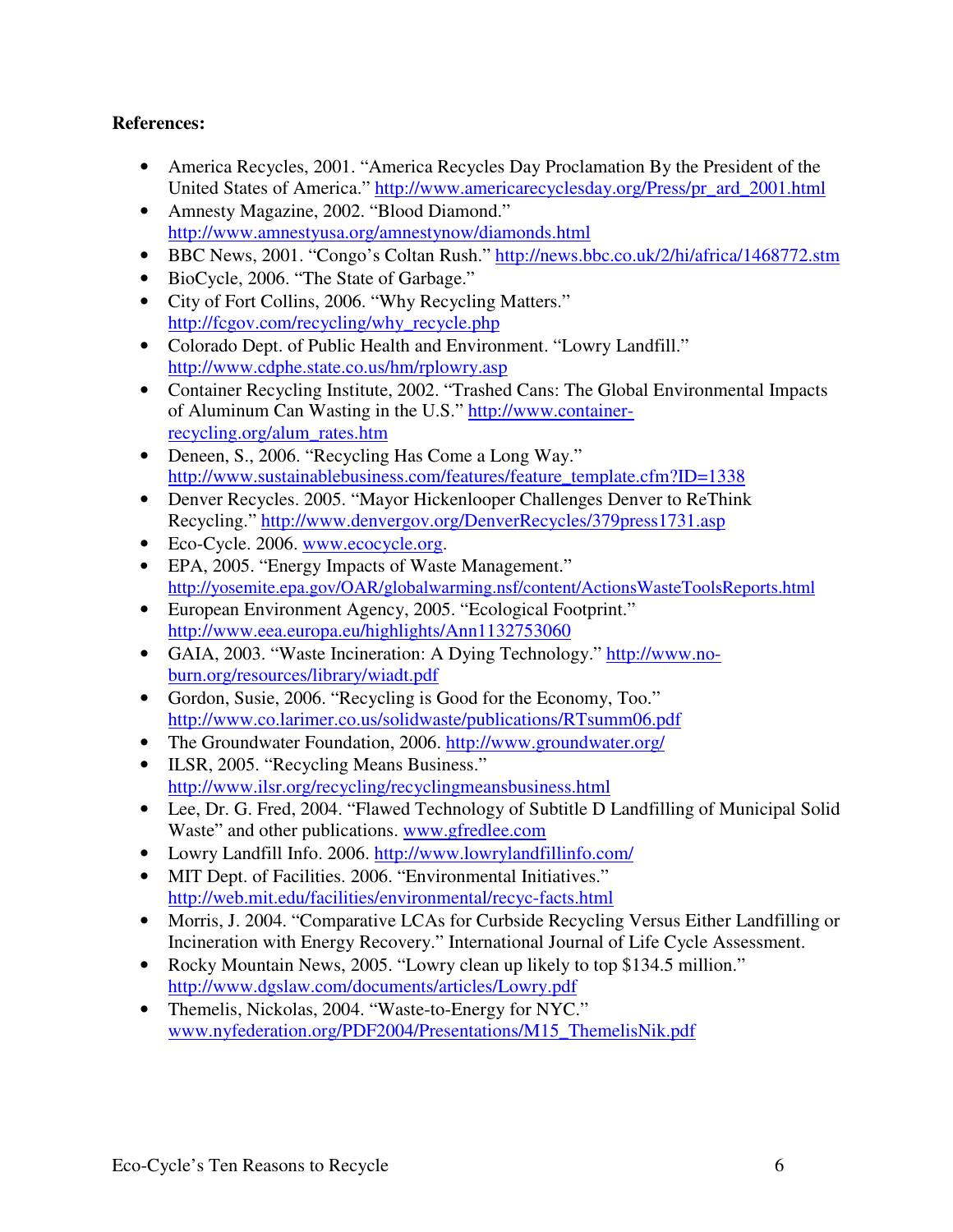**References:**

- America Recycles, 2001. "America Recycles Day Proclamation By the President of the United States of America." http://www.americarecyclesday.org/Press/pr_ard_2001.html
- Amnesty Magazine, 2002. "Blood Diamond." http://www.amnestyusa.org/amnestynow/diamonds.html
- BBC News, 2001. "Congo's Coltan Rush." http://news.bbc.co.uk/2/hi/africa/1468772.stm
- BioCycle, 2006. "The State of Garbage."
- City of Fort Collins, 2006. "Why Recycling Matters." http://fcgov.com/recycling/why_recycle.php
- Colorado Dept. of Public Health and Environment. "Lowry Landfill." http://www.cdphe.state.co.us/hm/rplowry.asp
- Container Recycling Institute, 2002. "Trashed Cans: The Global Environmental Impacts of Aluminum Can Wasting in the U.S." http://www.container-recycling.org/alum_rates.htm
- Deneen, S., 2006. "Recycling Has Come a Long Way." http://www.sustainablebusiness.com/features/feature_template.cfm?ID=1338
- Denver Recycles. 2005. "Mayor Hickenlooper Challenges Denver to ReThink Recycling." http://www.denvergov.org/DenverRecycles/379press1731.asp
- Eco-Cycle. 2006. www.ecocycle.org.
- EPA, 2005. "Energy Impacts of Waste Management." http://yosemite.epa.gov/OAR/globalwarming.nsf/content/ActionsWasteToolsReports.html
- European Environment Agency, 2005. "Ecological Footprint." http://www.eea.europa.eu/highlights/Ann1132753060
- GAIA, 2003. "Waste Incineration: A Dying Technology." http://www.no-burn.org/resources/library/wiadt.pdf
- Gordon, Susie, 2006. "Recycling is Good for the Economy, Too." http://www.co.larimer.co.us/solidwaste/publications/RTsumm06.pdf
- The Groundwater Foundation, 2006. http://www.groundwater.org/
- ILSR, 2005. "Recycling Means Business." http://www.ilsr.org/recycling/recyclingmeansbusiness.html
- Lee, Dr. G. Fred, 2004. "Flawed Technology of Subtitle D Landfilling of Municipal Solid Waste" and other publications. www.gfredlee.com
- Lowry Landfill Info. 2006. http://www.lowrylandfillinfo.com/
- MIT Dept. of Facilities. 2006. "Environmental Initiatives." http://web.mit.edu/facilities/environmental/recyc-facts.html
- Morris, J. 2004. "Comparative LCAs for Curbside Recycling Versus Either Landfilling or Incineration with Energy Recovery." International Journal of Life Cycle Assessment.
- Rocky Mountain News, 2005. "Lowry clean up likely to top $134.5 million." http://www.dgslaw.com/documents/articles/Lowry.pdf
- Themelis, Nickolas, 2004. "Waste-to-Energy for NYC." www.nyfederation.org/PDF2004/Presentations/M15_ThemelisNik.pdf